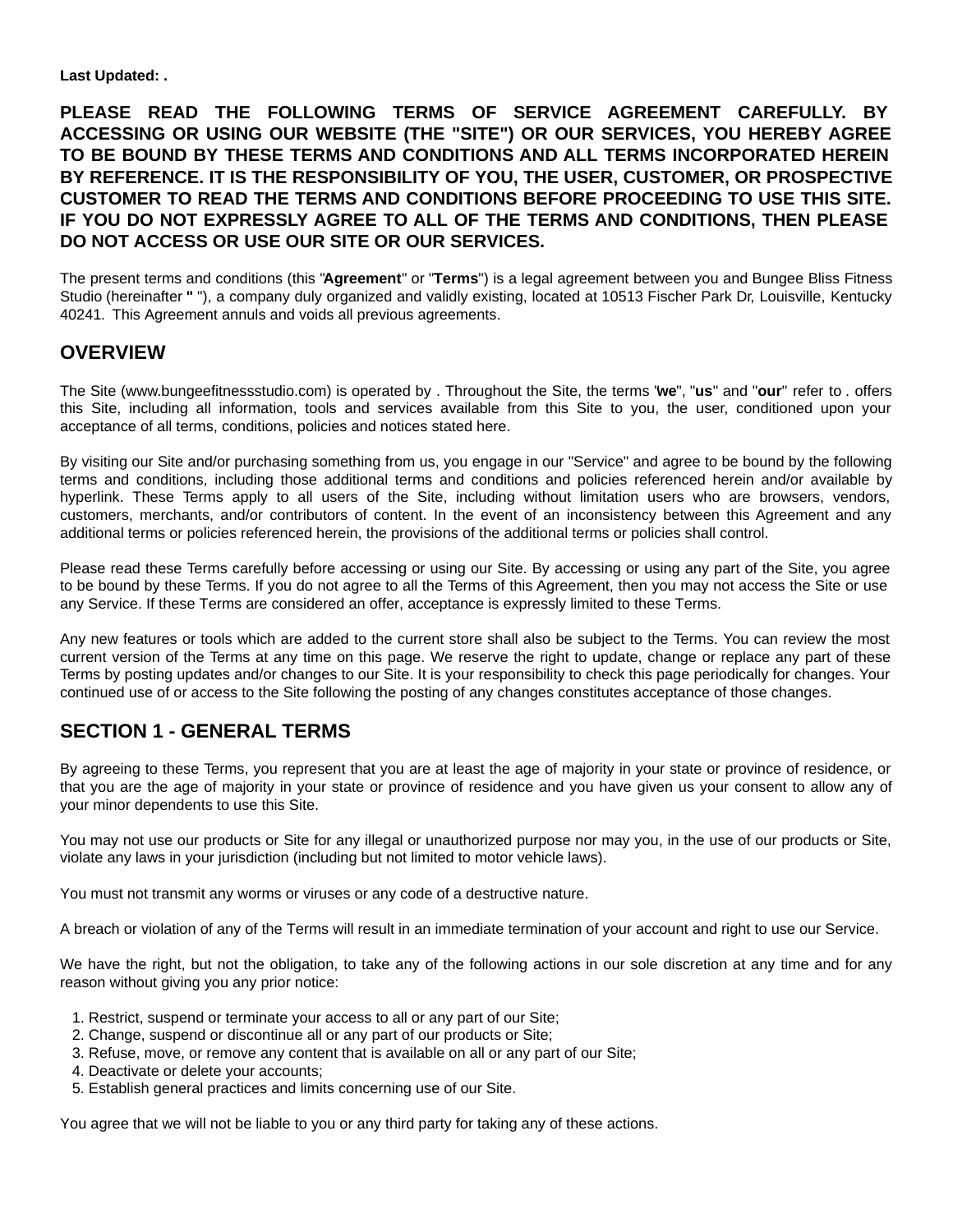**Last Updated: .**

**PLEASE READ THE FOLLOWING TERMS OF SERVICE AGREEMENT CAREFULLY. BY ACCESSING OR USING OUR WEBSITE (THE "SITE") OR OUR SERVICES, YOU HEREBY AGREE TO BE BOUND BY THESE TERMS AND CONDITIONS AND ALL TERMS INCORPORATED HEREIN BY REFERENCE. IT IS THE RESPONSIBILITY OF YOU, THE USER, CUSTOMER, OR PROSPECTIVE CUSTOMER TO READ THE TERMS AND CONDITIONS BEFORE PROCEEDING TO USE THIS SITE. IF YOU DO NOT EXPRESSLY AGREE TO ALL OF THE TERMS AND CONDITIONS, THEN PLEASE DO NOT ACCESS OR USE OUR SITE OR OUR SERVICES.**

The present terms and conditions (this "**Agreement**" or "**Terms**") is a legal agreement between you and Bungee Bliss Fitness Studio (hereinafter **"** "), a company duly organized and validly existing, located at 10513 Fischer Park Dr, Louisville, Kentucky 40241. This Agreement annuls and voids all previous agreements.

## OVERVIEW

The Site (www.bungeefitnessstudio.com) is operated by . Throughout the Site, the terms "**we**", "**us**" and "**our**" refer to . offers this Site, including all information, tools and services available from this Site to you, the user, conditioned upon your acceptance of all terms, conditions, policies and notices stated here.

By visiting our Site and/or purchasing something from us, you engage in our "Service" and agree to be bound by the following terms and conditions, including those additional terms and conditions and policies referenced herein and/or available by hyperlink. These Terms apply to all users of the Site, including without limitation users who are browsers, vendors, customers, merchants, and/or contributors of content. In the event of an inconsistency between this Agreement and any additional terms or policies referenced herein, the provisions of the additional terms or policies shall control.

Please read these Terms carefully before accessing or using our Site. By accessing or using any part of the Site, you agree to be bound by these Terms. If you do not agree to all the Terms of this Agreement, then you may not access the Site or use any Service. If these Terms are considered an offer, acceptance is expressly limited to these Terms.

Any new features or tools which are added to the current store shall also be subject to the Terms. You can review the most current version of the Terms at any time on this page. We reserve the right to update, change or replace any part of these Terms by posting updates and/or changes to our Site. It is your responsibility to check this page periodically for changes. Your continued use of or access to the Site following the posting of any changes constitutes acceptance of those changes.

## SECTION 1 - GENERAL TERMS

By agreeing to these Terms, you represent that you are at least the age of majority in your state or province of residence, or that you are the age of majority in your state or province of residence and you have given us your consent to allow any of your minor dependents to use this Site.

You may not use our products or Site for any illegal or unauthorized purpose nor may you, in the use of our products or Site, violate any laws in your jurisdiction (including but not limited to motor vehicle laws).

You must not transmit any worms or viruses or any code of a destructive nature.

A breach or violation of any of the Terms will result in an immediate termination of your account and right to use our Service.

We have the right, but not the obligation, to take any of the following actions in our sole discretion at any time and for any reason without giving you any prior notice:

1. Restrict, suspend or terminate your access to all or any part of our Site;
2. Change, suspend or discontinue all or any part of our products or Site;
3. Refuse, move, or remove any content that is available on all or any part of our Site;
4. Deactivate or delete your accounts;
5. Establish general practices and limits concerning use of our Site.

You agree that we will not be liable to you or any third party for taking any of these actions.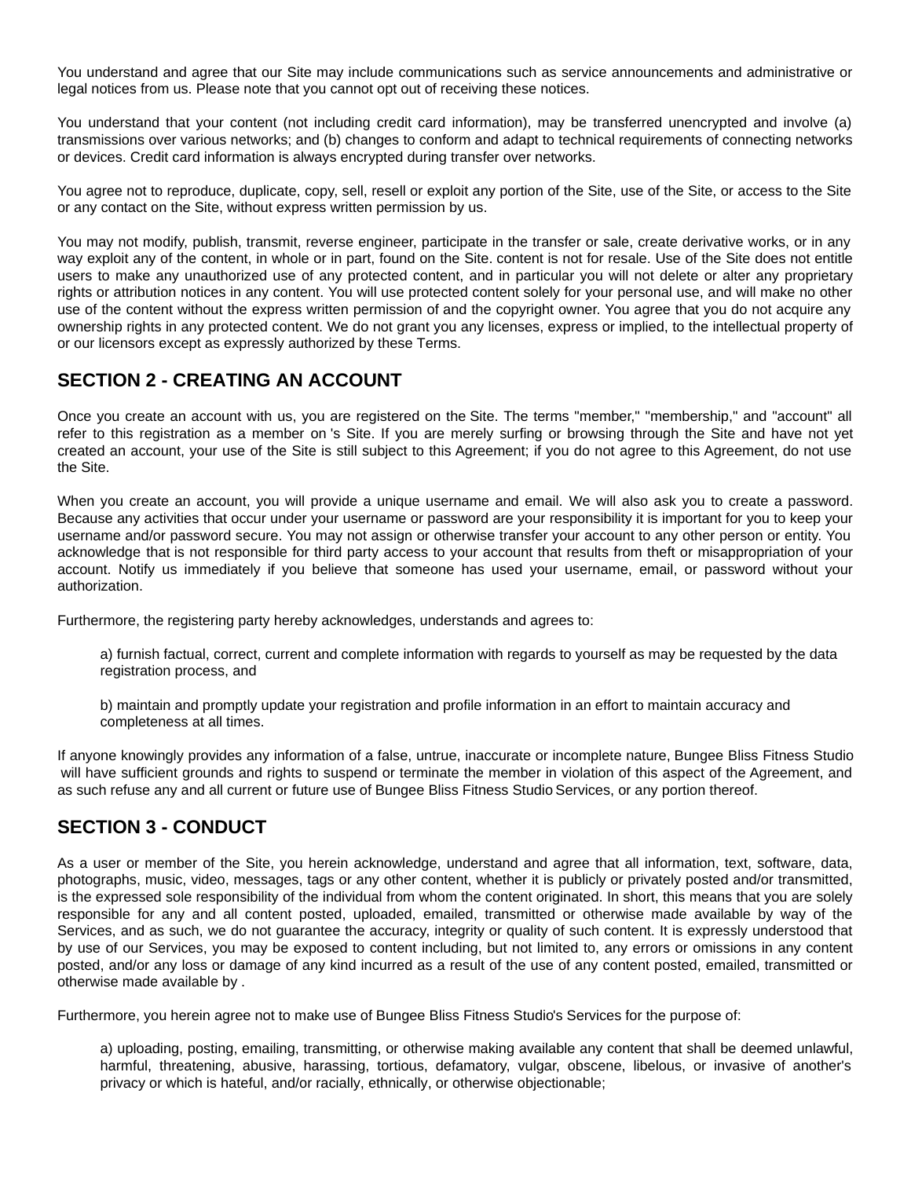You understand and agree that our Site may include communications such as service announcements and administrative or legal notices from us. Please note that you cannot opt out of receiving these notices.

You understand that your content (not including credit card information), may be transferred unencrypted and involve (a) transmissions over various networks; and (b) changes to conform and adapt to technical requirements of connecting networks or devices. Credit card information is always encrypted during transfer over networks.

You agree not to reproduce, duplicate, copy, sell, resell or exploit any portion of the Site, use of the Site, or access to the Site or any contact on the Site, without express written permission by us.

You may not modify, publish, transmit, reverse engineer, participate in the transfer or sale, create derivative works, or in any way exploit any of the content, in whole or in part, found on the Site. content is not for resale. Use of the Site does not entitle users to make any unauthorized use of any protected content, and in particular you will not delete or alter any proprietary rights or attribution notices in any content. You will use protected content solely for your personal use, and will make no other use of the content without the express written permission of and the copyright owner. You agree that you do not acquire any ownership rights in any protected content. We do not grant you any licenses, express or implied, to the intellectual property of or our licensors except as expressly authorized by these Terms.

## SECTION 2 - CREATING AN ACCOUNT

Once you create an account with us, you are registered on the Site. The terms "member," "membership," and "account" all refer to this registration as a member on 's Site. If you are merely surfing or browsing through the Site and have not yet created an account, your use of the Site is still subject to this Agreement; if you do not agree to this Agreement, do not use the Site.

When you create an account, you will provide a unique username and email. We will also ask you to create a password. Because any activities that occur under your username or password are your responsibility it is important for you to keep your username and/or password secure. You may not assign or otherwise transfer your account to any other person or entity. You acknowledge that is not responsible for third party access to your account that results from theft or misappropriation of your account. Notify us immediately if you believe that someone has used your username, email, or password without your authorization.

Furthermore, the registering party hereby acknowledges, understands and agrees to:

a) furnish factual, correct, current and complete information with regards to yourself as may be requested by the data registration process, and

b) maintain and promptly update your registration and profile information in an effort to maintain accuracy and completeness at all times.

If anyone knowingly provides any information of a false, untrue, inaccurate or incomplete nature, Bungee Bliss Fitness Studio will have sufficient grounds and rights to suspend or terminate the member in violation of this aspect of the Agreement, and as such refuse any and all current or future use of Bungee Bliss Fitness Studio Services, or any portion thereof.

## SECTION 3 - CONDUCT

As a user or member of the Site, you herein acknowledge, understand and agree that all information, text, software, data, photographs, music, video, messages, tags or any other content, whether it is publicly or privately posted and/or transmitted, is the expressed sole responsibility of the individual from whom the content originated. In short, this means that you are solely responsible for any and all content posted, uploaded, emailed, transmitted or otherwise made available by way of the Services, and as such, we do not guarantee the accuracy, integrity or quality of such content. It is expressly understood that by use of our Services, you may be exposed to content including, but not limited to, any errors or omissions in any content posted, and/or any loss or damage of any kind incurred as a result of the use of any content posted, emailed, transmitted or otherwise made available by .

Furthermore, you herein agree not to make use of Bungee Bliss Fitness Studio's Services for the purpose of:

a) uploading, posting, emailing, transmitting, or otherwise making available any content that shall be deemed unlawful, harmful, threatening, abusive, harassing, tortious, defamatory, vulgar, obscene, libelous, or invasive of another's privacy or which is hateful, and/or racially, ethnically, or otherwise objectionable;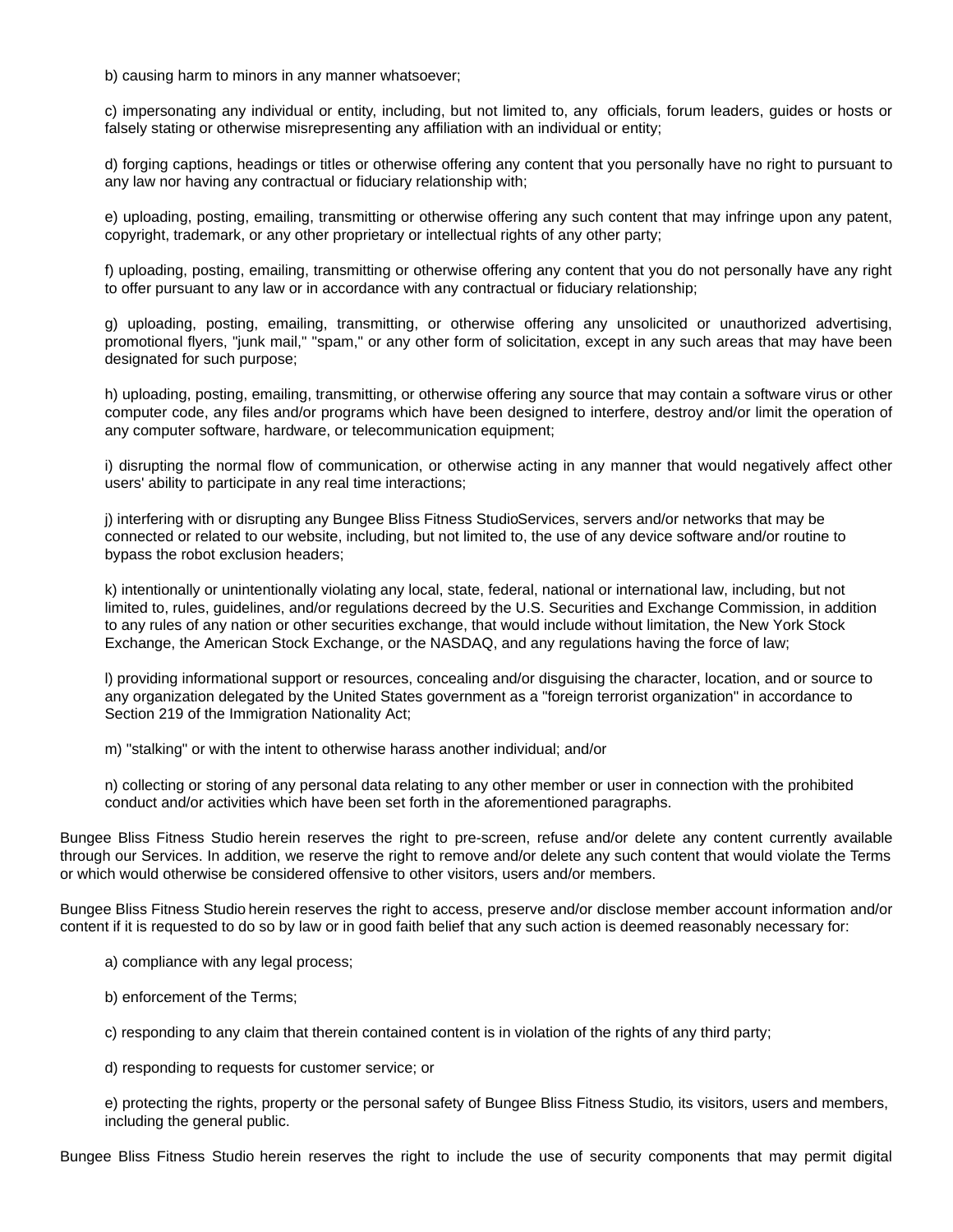b) causing harm to minors in any manner whatsoever;

c) impersonating any individual or entity, including, but not limited to, any officials, forum leaders, guides or hosts or falsely stating or otherwise misrepresenting any affiliation with an individual or entity;

d) forging captions, headings or titles or otherwise offering any content that you personally have no right to pursuant to any law nor having any contractual or fiduciary relationship with;

e) uploading, posting, emailing, transmitting or otherwise offering any such content that may infringe upon any patent, copyright, trademark, or any other proprietary or intellectual rights of any other party;

f) uploading, posting, emailing, transmitting or otherwise offering any content that you do not personally have any right to offer pursuant to any law or in accordance with any contractual or fiduciary relationship;

g) uploading, posting, emailing, transmitting, or otherwise offering any unsolicited or unauthorized advertising, promotional flyers, "junk mail," "spam," or any other form of solicitation, except in any such areas that may have been designated for such purpose;

h) uploading, posting, emailing, transmitting, or otherwise offering any source that may contain a software virus or other computer code, any files and/or programs which have been designed to interfere, destroy and/or limit the operation of any computer software, hardware, or telecommunication equipment;

i) disrupting the normal flow of communication, or otherwise acting in any manner that would negatively affect other users' ability to participate in any real time interactions;

j) interfering with or disrupting any Bungee Bliss Fitness StudioServices, servers and/or networks that may be connected or related to our website, including, but not limited to, the use of any device software and/or routine to bypass the robot exclusion headers;

k) intentionally or unintentionally violating any local, state, federal, national or international law, including, but not limited to, rules, guidelines, and/or regulations decreed by the U.S. Securities and Exchange Commission, in addition to any rules of any nation or other securities exchange, that would include without limitation, the New York Stock Exchange, the American Stock Exchange, or the NASDAQ, and any regulations having the force of law;

l) providing informational support or resources, concealing and/or disguising the character, location, and or source to any organization delegated by the United States government as a "foreign terrorist organization" in accordance to Section 219 of the Immigration Nationality Act;

m) "stalking" or with the intent to otherwise harass another individual; and/or

n) collecting or storing of any personal data relating to any other member or user in connection with the prohibited conduct and/or activities which have been set forth in the aforementioned paragraphs.

Bungee Bliss Fitness Studio herein reserves the right to pre-screen, refuse and/or delete any content currently available through our Services. In addition, we reserve the right to remove and/or delete any such content that would violate the Terms or which would otherwise be considered offensive to other visitors, users and/or members.

Bungee Bliss Fitness Studio herein reserves the right to access, preserve and/or disclose member account information and/or content if it is requested to do so by law or in good faith belief that any such action is deemed reasonably necessary for:

a) compliance with any legal process;

b) enforcement of the Terms;

c) responding to any claim that therein contained content is in violation of the rights of any third party;

d) responding to requests for customer service; or

e) protecting the rights, property or the personal safety of Bungee Bliss Fitness Studio, its visitors, users and members, including the general public.

Bungee Bliss Fitness Studio herein reserves the right to include the use of security components that may permit digital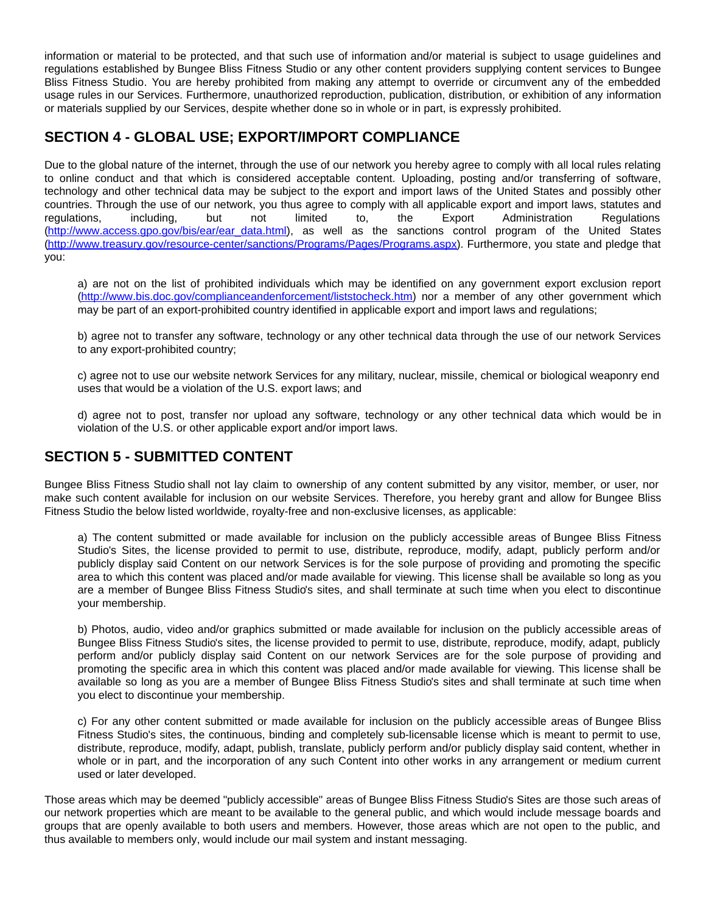information or material to be protected, and that such use of information and/or material is subject to usage guidelines and regulations established by Bungee Bliss Fitness Studio or any other content providers supplying content services to Bungee Bliss Fitness Studio. You are hereby prohibited from making any attempt to override or circumvent any of the embedded usage rules in our Services. Furthermore, unauthorized reproduction, publication, distribution, or exhibition of any information or materials supplied by our Services, despite whether done so in whole or in part, is expressly prohibited.

## SECTION 4 - GLOBAL USE; EXPORT/IMPORT COMPLIANCE

Due to the global nature of the internet, through the use of our network you hereby agree to comply with all local rules relating to online conduct and that which is considered acceptable content. Uploading, posting and/or transferring of software, technology and other technical data may be subject to the export and import laws of the United States and possibly other countries. Through the use of our network, you thus agree to comply with all applicable export and import laws, statutes and regulations, including, but not limited to, the Export Administration Regulations (http://www.access.gpo.gov/bis/ear/ear_data.html), as well as the sanctions control program of the United States (http://www.treasury.gov/resource-center/sanctions/Programs/Pages/Programs.aspx). Furthermore, you state and pledge that you:

a) are not on the list of prohibited individuals which may be identified on any government export exclusion report (http://www.bis.doc.gov/complianceandenforcement/liststocheck.htm) nor a member of any other government which may be part of an export-prohibited country identified in applicable export and import laws and regulations;

b) agree not to transfer any software, technology or any other technical data through the use of our network Services to any export-prohibited country;

c) agree not to use our website network Services for any military, nuclear, missile, chemical or biological weaponry end uses that would be a violation of the U.S. export laws; and

d) agree not to post, transfer nor upload any software, technology or any other technical data which would be in violation of the U.S. or other applicable export and/or import laws.

## SECTION 5 - SUBMITTED CONTENT

Bungee Bliss Fitness Studio shall not lay claim to ownership of any content submitted by any visitor, member, or user, nor make such content available for inclusion on our website Services. Therefore, you hereby grant and allow for Bungee Bliss Fitness Studio the below listed worldwide, royalty-free and non-exclusive licenses, as applicable:

a) The content submitted or made available for inclusion on the publicly accessible areas of Bungee Bliss Fitness Studio's Sites, the license provided to permit to use, distribute, reproduce, modify, adapt, publicly perform and/or publicly display said Content on our network Services is for the sole purpose of providing and promoting the specific area to which this content was placed and/or made available for viewing. This license shall be available so long as you are a member of Bungee Bliss Fitness Studio's sites, and shall terminate at such time when you elect to discontinue your membership.

b) Photos, audio, video and/or graphics submitted or made available for inclusion on the publicly accessible areas of Bungee Bliss Fitness Studio's sites, the license provided to permit to use, distribute, reproduce, modify, adapt, publicly perform and/or publicly display said Content on our network Services are for the sole purpose of providing and promoting the specific area in which this content was placed and/or made available for viewing. This license shall be available so long as you are a member of Bungee Bliss Fitness Studio's sites and shall terminate at such time when you elect to discontinue your membership.

c) For any other content submitted or made available for inclusion on the publicly accessible areas of Bungee Bliss Fitness Studio's sites, the continuous, binding and completely sub-licensable license which is meant to permit to use, distribute, reproduce, modify, adapt, publish, translate, publicly perform and/or publicly display said content, whether in whole or in part, and the incorporation of any such Content into other works in any arrangement or medium current used or later developed.

Those areas which may be deemed "publicly accessible" areas of Bungee Bliss Fitness Studio's Sites are those such areas of our network properties which are meant to be available to the general public, and which would include message boards and groups that are openly available to both users and members. However, those areas which are not open to the public, and thus available to members only, would include our mail system and instant messaging.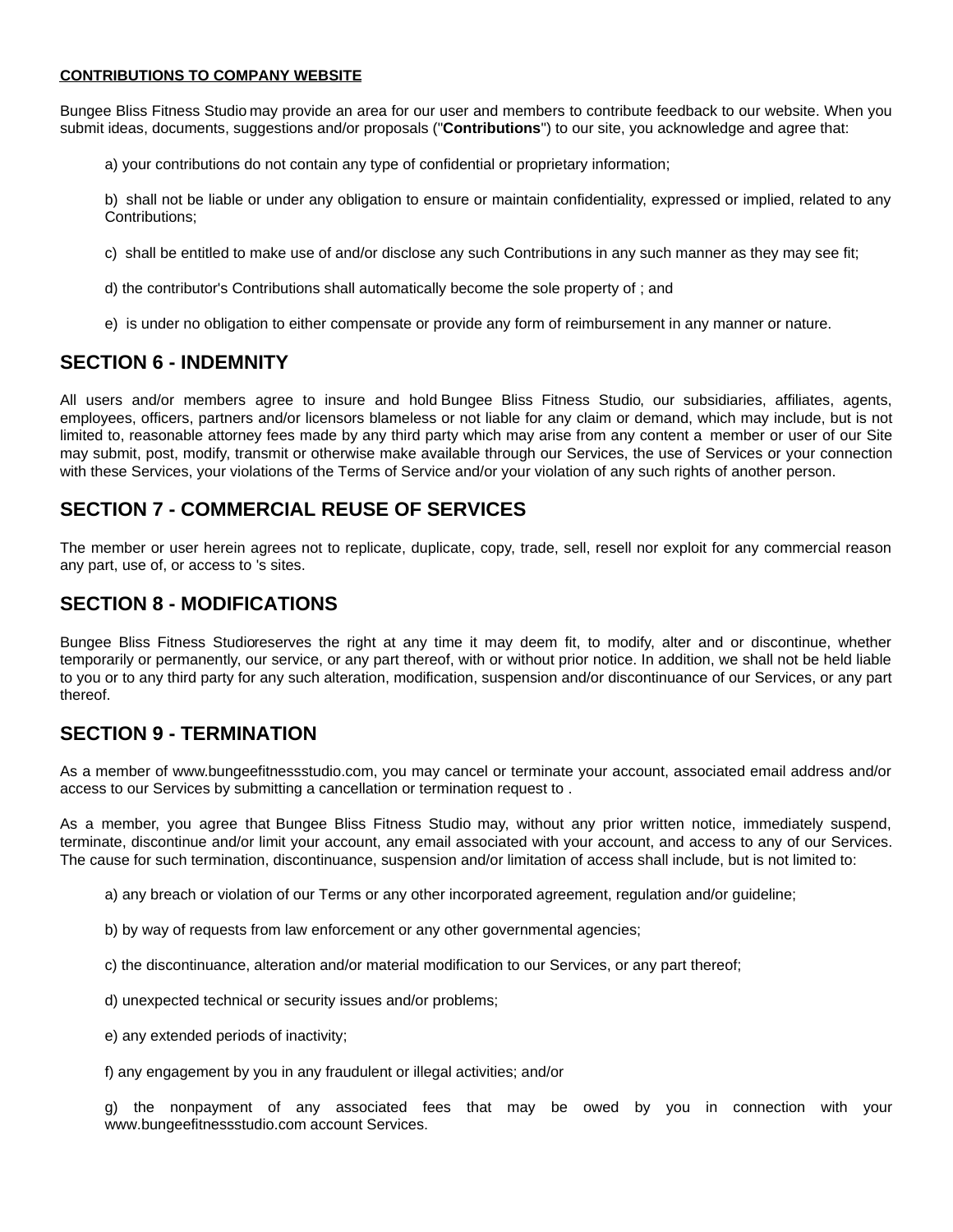**CONTRIBUTIONS TO COMPANY WEBSITE**

Bungee Bliss Fitness Studio may provide an area for our user and members to contribute feedback to our website. When you submit ideas, documents, suggestions and/or proposals ("**Contributions**") to our site, you acknowledge and agree that:

a) your contributions do not contain any type of confidential or proprietary information;

b)  shall not be liable or under any obligation to ensure or maintain confidentiality, expressed or implied, related to any Contributions;

c)  shall be entitled to make use of and/or disclose any such Contributions in any such manner as they may see fit;

d) the contributor's Contributions shall automatically become the sole property of ; and

e)  is under no obligation to either compensate or provide any form of reimbursement in any manner or nature.

## SECTION 6 - INDEMNITY

All users and/or members agree to insure and hold Bungee Bliss Fitness Studio, our subsidiaries, affiliates, agents, employees, officers, partners and/or licensors blameless or not liable for any claim or demand, which may include, but is not limited to, reasonable attorney fees made by any third party which may arise from any content a member or user of our Site may submit, post, modify, transmit or otherwise make available through our Services, the use of Services or your connection with these Services, your violations of the Terms of Service and/or your violation of any such rights of another person.

## SECTION 7 - COMMERCIAL REUSE OF SERVICES

The member or user herein agrees not to replicate, duplicate, copy, trade, sell, resell nor exploit for any commercial reason any part, use of, or access to 's sites.

## SECTION 8 - MODIFICATIONS

Bungee Bliss Fitness Studioreserves the right at any time it may deem fit, to modify, alter and or discontinue, whether temporarily or permanently, our service, or any part thereof, with or without prior notice. In addition, we shall not be held liable to you or to any third party for any such alteration, modification, suspension and/or discontinuance of our Services, or any part thereof.

## SECTION 9 - TERMINATION

As a member of www.bungeefitnessstudio.com, you may cancel or terminate your account, associated email address and/or access to our Services by submitting a cancellation or termination request to .

As a member, you agree that Bungee Bliss Fitness Studio may, without any prior written notice, immediately suspend, terminate, discontinue and/or limit your account, any email associated with your account, and access to any of our Services. The cause for such termination, discontinuance, suspension and/or limitation of access shall include, but is not limited to:

a) any breach or violation of our Terms or any other incorporated agreement, regulation and/or guideline;

b) by way of requests from law enforcement or any other governmental agencies;

c) the discontinuance, alteration and/or material modification to our Services, or any part thereof;

d) unexpected technical or security issues and/or problems;

e) any extended periods of inactivity;

f) any engagement by you in any fraudulent or illegal activities; and/or

g) the nonpayment of any associated fees that may be owed by you in connection with your www.bungeefitnessstudio.com account Services.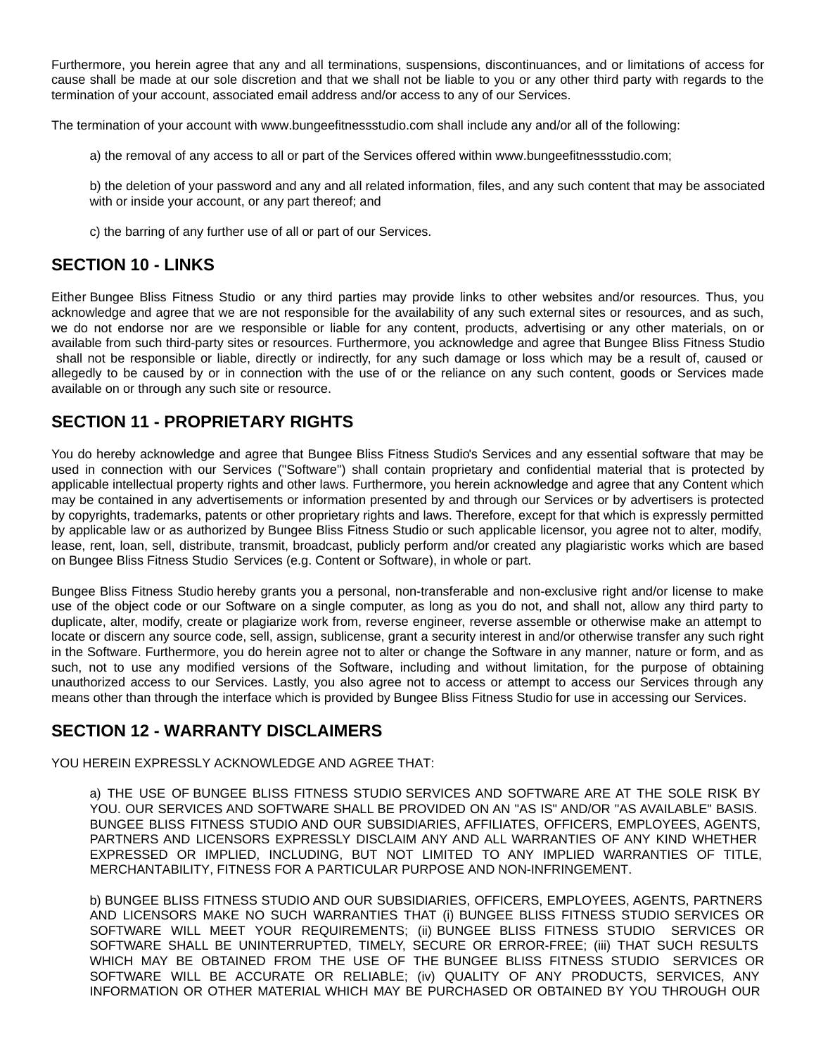Furthermore, you herein agree that any and all terminations, suspensions, discontinuances, and or limitations of access for cause shall be made at our sole discretion and that we shall not be liable to you or any other third party with regards to the termination of your account, associated email address and/or access to any of our Services.

The termination of your account with www.bungeefitnessstudio.com shall include any and/or all of the following:

a) the removal of any access to all or part of the Services offered within www.bungeefitnessstudio.com;

b) the deletion of your password and any and all related information, files, and any such content that may be associated with or inside your account, or any part thereof; and

c) the barring of any further use of all or part of our Services.

## SECTION 10 - LINKS

Either Bungee Bliss Fitness Studio or any third parties may provide links to other websites and/or resources. Thus, you acknowledge and agree that we are not responsible for the availability of any such external sites or resources, and as such, we do not endorse nor are we responsible or liable for any content, products, advertising or any other materials, on or available from such third-party sites or resources. Furthermore, you acknowledge and agree that Bungee Bliss Fitness Studio shall not be responsible or liable, directly or indirectly, for any such damage or loss which may be a result of, caused or allegedly to be caused by or in connection with the use of or the reliance on any such content, goods or Services made available on or through any such site or resource.

## SECTION 11 - PROPRIETARY RIGHTS

You do hereby acknowledge and agree that Bungee Bliss Fitness Studio's Services and any essential software that may be used in connection with our Services ("Software") shall contain proprietary and confidential material that is protected by applicable intellectual property rights and other laws. Furthermore, you herein acknowledge and agree that any Content which may be contained in any advertisements or information presented by and through our Services or by advertisers is protected by copyrights, trademarks, patents or other proprietary rights and laws. Therefore, except for that which is expressly permitted by applicable law or as authorized by Bungee Bliss Fitness Studio or such applicable licensor, you agree not to alter, modify, lease, rent, loan, sell, distribute, transmit, broadcast, publicly perform and/or created any plagiaristic works which are based on Bungee Bliss Fitness Studio Services (e.g. Content or Software), in whole or part.

Bungee Bliss Fitness Studio hereby grants you a personal, non-transferable and non-exclusive right and/or license to make use of the object code or our Software on a single computer, as long as you do not, and shall not, allow any third party to duplicate, alter, modify, create or plagiarize work from, reverse engineer, reverse assemble or otherwise make an attempt to locate or discern any source code, sell, assign, sublicense, grant a security interest in and/or otherwise transfer any such right in the Software. Furthermore, you do herein agree not to alter or change the Software in any manner, nature or form, and as such, not to use any modified versions of the Software, including and without limitation, for the purpose of obtaining unauthorized access to our Services. Lastly, you also agree not to access or attempt to access our Services through any means other than through the interface which is provided by Bungee Bliss Fitness Studio for use in accessing our Services.

## SECTION 12 - WARRANTY DISCLAIMERS

YOU HEREIN EXPRESSLY ACKNOWLEDGE AND AGREE THAT:

a) THE USE OF BUNGEE BLISS FITNESS STUDIO SERVICES AND SOFTWARE ARE AT THE SOLE RISK BY YOU. OUR SERVICES AND SOFTWARE SHALL BE PROVIDED ON AN "AS IS" AND/OR "AS AVAILABLE" BASIS. BUNGEE BLISS FITNESS STUDIO AND OUR SUBSIDIARIES, AFFILIATES, OFFICERS, EMPLOYEES, AGENTS, PARTNERS AND LICENSORS EXPRESSLY DISCLAIM ANY AND ALL WARRANTIES OF ANY KIND WHETHER EXPRESSED OR IMPLIED, INCLUDING, BUT NOT LIMITED TO ANY IMPLIED WARRANTIES OF TITLE, MERCHANTABILITY, FITNESS FOR A PARTICULAR PURPOSE AND NON-INFRINGEMENT.

b) BUNGEE BLISS FITNESS STUDIO AND OUR SUBSIDIARIES, OFFICERS, EMPLOYEES, AGENTS, PARTNERS AND LICENSORS MAKE NO SUCH WARRANTIES THAT (i) BUNGEE BLISS FITNESS STUDIO SERVICES OR SOFTWARE WILL MEET YOUR REQUIREMENTS; (ii) BUNGEE BLISS FITNESS STUDIO SERVICES OR SOFTWARE SHALL BE UNINTERRUPTED, TIMELY, SECURE OR ERROR-FREE; (iii) THAT SUCH RESULTS WHICH MAY BE OBTAINED FROM THE USE OF THE BUNGEE BLISS FITNESS STUDIO SERVICES OR SOFTWARE WILL BE ACCURATE OR RELIABLE; (iv) QUALITY OF ANY PRODUCTS, SERVICES, ANY INFORMATION OR OTHER MATERIAL WHICH MAY BE PURCHASED OR OBTAINED BY YOU THROUGH OUR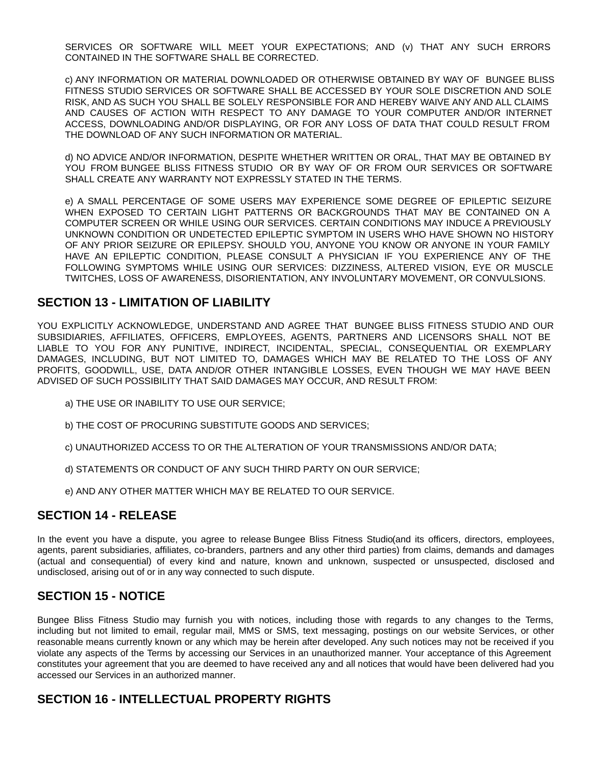SERVICES OR SOFTWARE WILL MEET YOUR EXPECTATIONS; AND (v) THAT ANY SUCH ERRORS CONTAINED IN THE SOFTWARE SHALL BE CORRECTED.

c) ANY INFORMATION OR MATERIAL DOWNLOADED OR OTHERWISE OBTAINED BY WAY OF BUNGEE BLISS FITNESS STUDIO SERVICES OR SOFTWARE SHALL BE ACCESSED BY YOUR SOLE DISCRETION AND SOLE RISK, AND AS SUCH YOU SHALL BE SOLELY RESPONSIBLE FOR AND HEREBY WAIVE ANY AND ALL CLAIMS AND CAUSES OF ACTION WITH RESPECT TO ANY DAMAGE TO YOUR COMPUTER AND/OR INTERNET ACCESS, DOWNLOADING AND/OR DISPLAYING, OR FOR ANY LOSS OF DATA THAT COULD RESULT FROM THE DOWNLOAD OF ANY SUCH INFORMATION OR MATERIAL.

d) NO ADVICE AND/OR INFORMATION, DESPITE WHETHER WRITTEN OR ORAL, THAT MAY BE OBTAINED BY YOU FROM BUNGEE BLISS FITNESS STUDIO OR BY WAY OF OR FROM OUR SERVICES OR SOFTWARE SHALL CREATE ANY WARRANTY NOT EXPRESSLY STATED IN THE TERMS.

e) A SMALL PERCENTAGE OF SOME USERS MAY EXPERIENCE SOME DEGREE OF EPILEPTIC SEIZURE WHEN EXPOSED TO CERTAIN LIGHT PATTERNS OR BACKGROUNDS THAT MAY BE CONTAINED ON A COMPUTER SCREEN OR WHILE USING OUR SERVICES. CERTAIN CONDITIONS MAY INDUCE A PREVIOUSLY UNKNOWN CONDITION OR UNDETECTED EPILEPTIC SYMPTOM IN USERS WHO HAVE SHOWN NO HISTORY OF ANY PRIOR SEIZURE OR EPILEPSY. SHOULD YOU, ANYONE YOU KNOW OR ANYONE IN YOUR FAMILY HAVE AN EPILEPTIC CONDITION, PLEASE CONSULT A PHYSICIAN IF YOU EXPERIENCE ANY OF THE FOLLOWING SYMPTOMS WHILE USING OUR SERVICES: DIZZINESS, ALTERED VISION, EYE OR MUSCLE TWITCHES, LOSS OF AWARENESS, DISORIENTATION, ANY INVOLUNTARY MOVEMENT, OR CONVULSIONS.

## SECTION 13 - LIMITATION OF LIABILITY

YOU EXPLICITLY ACKNOWLEDGE, UNDERSTAND AND AGREE THAT BUNGEE BLISS FITNESS STUDIO AND OUR SUBSIDIARIES, AFFILIATES, OFFICERS, EMPLOYEES, AGENTS, PARTNERS AND LICENSORS SHALL NOT BE LIABLE TO YOU FOR ANY PUNITIVE, INDIRECT, INCIDENTAL, SPECIAL, CONSEQUENTIAL OR EXEMPLARY DAMAGES, INCLUDING, BUT NOT LIMITED TO, DAMAGES WHICH MAY BE RELATED TO THE LOSS OF ANY PROFITS, GOODWILL, USE, DATA AND/OR OTHER INTANGIBLE LOSSES, EVEN THOUGH WE MAY HAVE BEEN ADVISED OF SUCH POSSIBILITY THAT SAID DAMAGES MAY OCCUR, AND RESULT FROM:

a) THE USE OR INABILITY TO USE OUR SERVICE;

b) THE COST OF PROCURING SUBSTITUTE GOODS AND SERVICES;

c) UNAUTHORIZED ACCESS TO OR THE ALTERATION OF YOUR TRANSMISSIONS AND/OR DATA;

d) STATEMENTS OR CONDUCT OF ANY SUCH THIRD PARTY ON OUR SERVICE;

e) AND ANY OTHER MATTER WHICH MAY BE RELATED TO OUR SERVICE.

## SECTION 14 - RELEASE

In the event you have a dispute, you agree to release Bungee Bliss Fitness Studio(and its officers, directors, employees, agents, parent subsidiaries, affiliates, co-branders, partners and any other third parties) from claims, demands and damages (actual and consequential) of every kind and nature, known and unknown, suspected or unsuspected, disclosed and undisclosed, arising out of or in any way connected to such dispute.

## SECTION 15 - NOTICE

Bungee Bliss Fitness Studio may furnish you with notices, including those with regards to any changes to the Terms, including but not limited to email, regular mail, MMS or SMS, text messaging, postings on our website Services, or other reasonable means currently known or any which may be herein after developed. Any such notices may not be received if you violate any aspects of the Terms by accessing our Services in an unauthorized manner. Your acceptance of this Agreement constitutes your agreement that you are deemed to have received any and all notices that would have been delivered had you accessed our Services in an authorized manner.

## SECTION 16 - INTELLECTUAL PROPERTY RIGHTS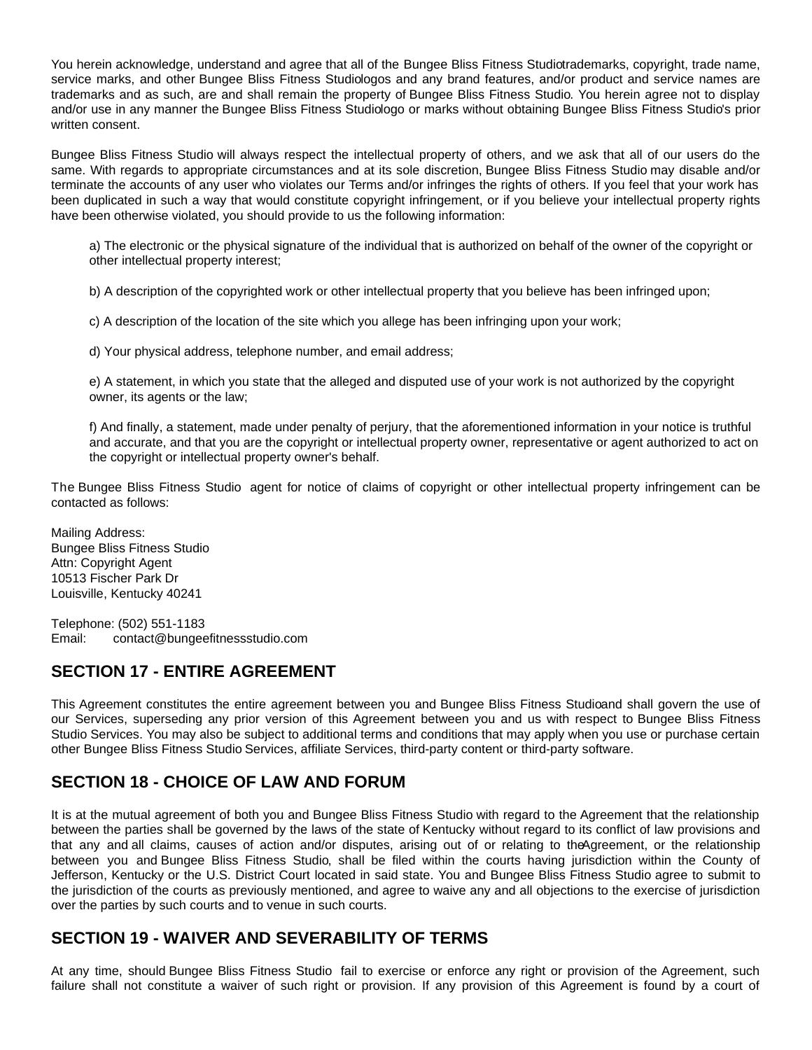You herein acknowledge, understand and agree that all of the Bungee Bliss Fitness Studio trademarks, copyright, trade name, service marks, and other Bungee Bliss Fitness Studio logos and any brand features, and/or product and service names are trademarks and as such, are and shall remain the property of Bungee Bliss Fitness Studio. You herein agree not to display and/or use in any manner the Bungee Bliss Fitness Studio logo or marks without obtaining Bungee Bliss Fitness Studio's prior written consent.

Bungee Bliss Fitness Studio will always respect the intellectual property of others, and we ask that all of our users do the same. With regards to appropriate circumstances and at its sole discretion, Bungee Bliss Fitness Studio may disable and/or terminate the accounts of any user who violates our Terms and/or infringes the rights of others. If you feel that your work has been duplicated in such a way that would constitute copyright infringement, or if you believe your intellectual property rights have been otherwise violated, you should provide to us the following information:

a) The electronic or the physical signature of the individual that is authorized on behalf of the owner of the copyright or other intellectual property interest;

b) A description of the copyrighted work or other intellectual property that you believe has been infringed upon;

c) A description of the location of the site which you allege has been infringing upon your work;

d) Your physical address, telephone number, and email address;

e) A statement, in which you state that the alleged and disputed use of your work is not authorized by the copyright owner, its agents or the law;

f) And finally, a statement, made under penalty of perjury, that the aforementioned information in your notice is truthful and accurate, and that you are the copyright or intellectual property owner, representative or agent authorized to act on the copyright or intellectual property owner's behalf.

The Bungee Bliss Fitness Studio agent for notice of claims of copyright or other intellectual property infringement can be contacted as follows:

Mailing Address:
Bungee Bliss Fitness Studio
Attn: Copyright Agent
10513 Fischer Park Dr
Louisville, Kentucky 40241

Telephone: (502) 551-1183
Email: contact@bungeefitnessstudio.com

## SECTION 17 - ENTIRE AGREEMENT

This Agreement constitutes the entire agreement between you and Bungee Bliss Fitness Studio and shall govern the use of our Services, superseding any prior version of this Agreement between you and us with respect to Bungee Bliss Fitness Studio Services. You may also be subject to additional terms and conditions that may apply when you use or purchase certain other Bungee Bliss Fitness Studio Services, affiliate Services, third-party content or third-party software.

## SECTION 18 - CHOICE OF LAW AND FORUM

It is at the mutual agreement of both you and Bungee Bliss Fitness Studio with regard to the Agreement that the relationship between the parties shall be governed by the laws of the state of Kentucky without regard to its conflict of law provisions and that any and all claims, causes of action and/or disputes, arising out of or relating to the Agreement, or the relationship between you and Bungee Bliss Fitness Studio, shall be filed within the courts having jurisdiction within the County of Jefferson, Kentucky or the U.S. District Court located in said state. You and Bungee Bliss Fitness Studio agree to submit to the jurisdiction of the courts as previously mentioned, and agree to waive any and all objections to the exercise of jurisdiction over the parties by such courts and to venue in such courts.

## SECTION 19 - WAIVER AND SEVERABILITY OF TERMS

At any time, should Bungee Bliss Fitness Studio fail to exercise or enforce any right or provision of the Agreement, such failure shall not constitute a waiver of such right or provision. If any provision of this Agreement is found by a court of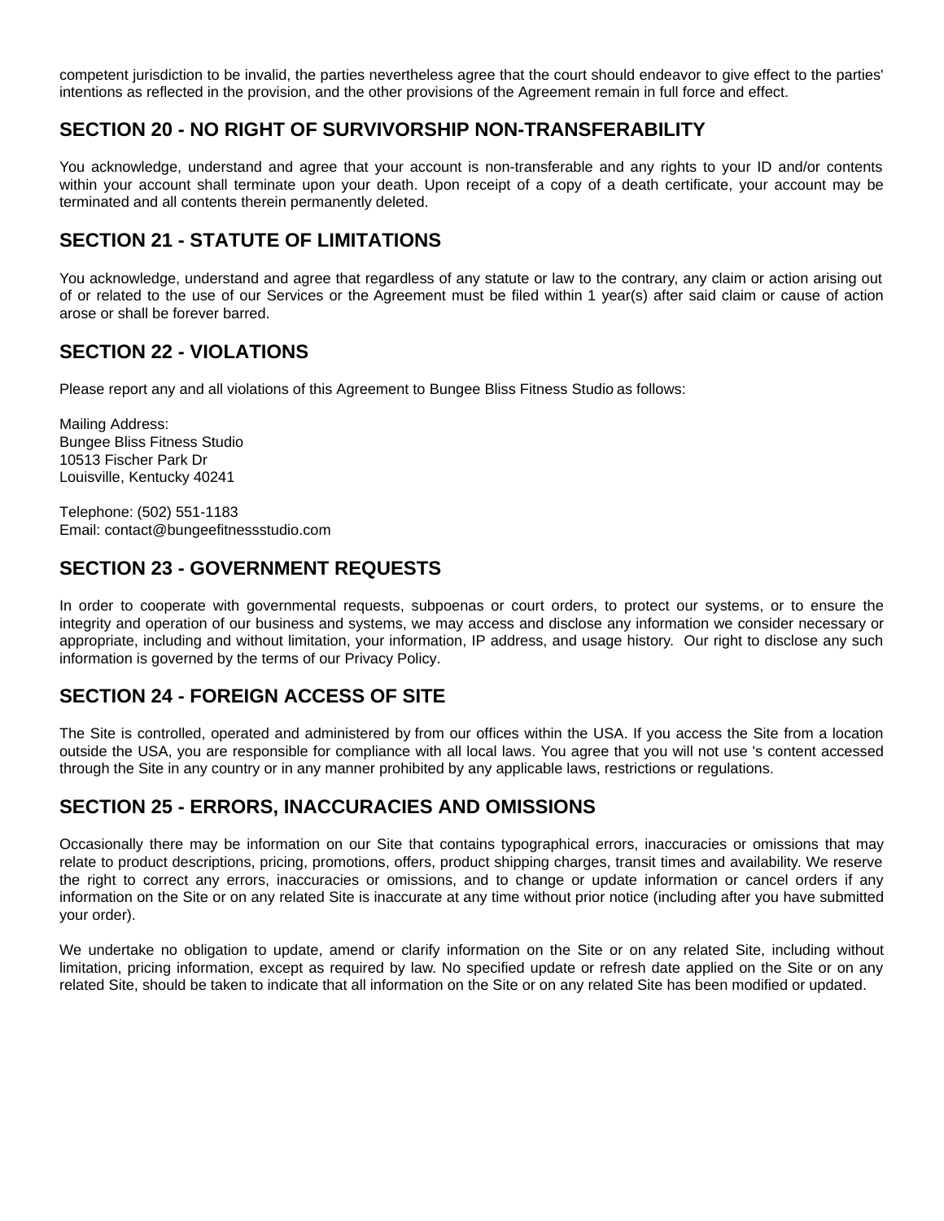competent jurisdiction to be invalid, the parties nevertheless agree that the court should endeavor to give effect to the parties' intentions as reflected in the provision, and the other provisions of the Agreement remain in full force and effect.

## SECTION 20 - NO RIGHT OF SURVIVORSHIP NON-TRANSFERABILITY

You acknowledge, understand and agree that your account is non-transferable and any rights to your ID and/or contents within your account shall terminate upon your death. Upon receipt of a copy of a death certificate, your account may be terminated and all contents therein permanently deleted.

## SECTION 21 - STATUTE OF LIMITATIONS

You acknowledge, understand and agree that regardless of any statute or law to the contrary, any claim or action arising out of or related to the use of our Services or the Agreement must be filed within 1 year(s) after said claim or cause of action arose or shall be forever barred.

## SECTION 22 - VIOLATIONS

Please report any and all violations of this Agreement to Bungee Bliss Fitness Studio as follows:

Mailing Address:
Bungee Bliss Fitness Studio
10513 Fischer Park Dr
Louisville, Kentucky 40241

Telephone: (502) 551-1183
Email: contact@bungeefitnessstudio.com

## SECTION 23 - GOVERNMENT REQUESTS

In order to cooperate with governmental requests, subpoenas or court orders, to protect our systems, or to ensure the integrity and operation of our business and systems, we may access and disclose any information we consider necessary or appropriate, including and without limitation, your information, IP address, and usage history. Our right to disclose any such information is governed by the terms of our Privacy Policy.

## SECTION 24 - FOREIGN ACCESS OF SITE

The Site is controlled, operated and administered by from our offices within the USA. If you access the Site from a location outside the USA, you are responsible for compliance with all local laws. You agree that you will not use 's content accessed through the Site in any country or in any manner prohibited by any applicable laws, restrictions or regulations.

## SECTION 25 - ERRORS, INACCURACIES AND OMISSIONS

Occasionally there may be information on our Site that contains typographical errors, inaccuracies or omissions that may relate to product descriptions, pricing, promotions, offers, product shipping charges, transit times and availability. We reserve the right to correct any errors, inaccuracies or omissions, and to change or update information or cancel orders if any information on the Site or on any related Site is inaccurate at any time without prior notice (including after you have submitted your order).

We undertake no obligation to update, amend or clarify information on the Site or on any related Site, including without limitation, pricing information, except as required by law. No specified update or refresh date applied on the Site or on any related Site, should be taken to indicate that all information on the Site or on any related Site has been modified or updated.